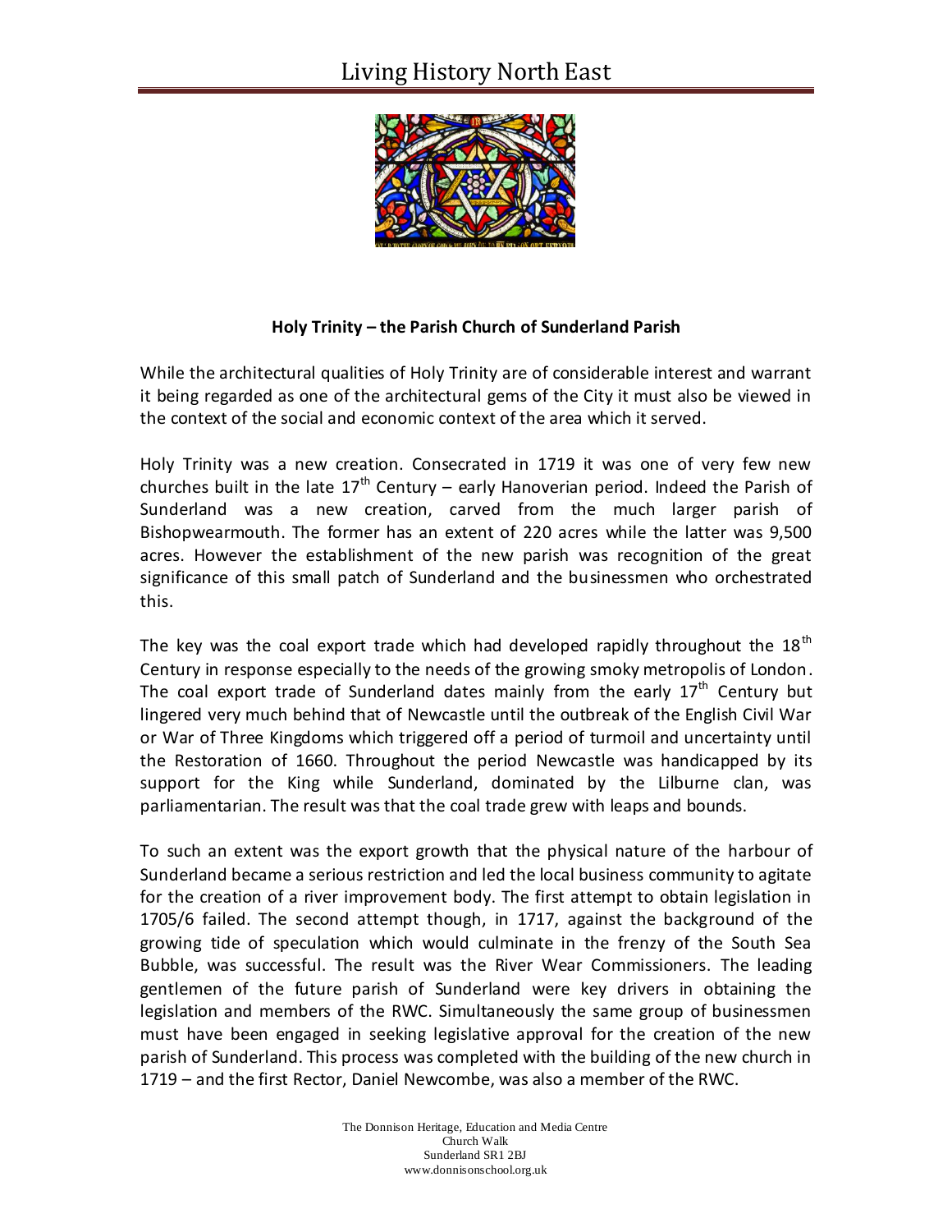## Holy Trinity – the Parish Church of Sunderland Parish

While the architectural qualities of Holy Trinity are of considerable interest and warrant it being regarded as one of the architectural gems of the City it must also be viewed in the context of the social and economic context of the area which it served.

Holy Trinity was a new creation. Consecrated in 1719 it was one of very few new churches built in the late 17th Century – early Hanoverian period. Indeed the Parish of Sunderland was a new creation, carved from the much larger parish of Bishopwearmouth. The former has an extent of 220 acres while the latter was 9,500 acres. However the establishment of the new parish was recognition of the great significance of this small patch of Sunderland and the businessmen who orchestrated this.

The key was the coal export trade which had developed rapidly throughout the 18th Century in response especially to the needs of the growing smoky metropolis of London. The coal export trade of Sunderland dates mainly from the early 17th Century but lingered very much behind that of Newcastle until the outbreak of the English Civil War or War of Three Kingdoms which triggered off a period of turmoil and uncertainty until the Restoration of 1660. Throughout the period Newcastle was handicapped by its support for the King while Sunderland, dominated by the Lilburne clan, was parliamentarian. The result was that the coal trade grew with leaps and bounds.

To such an extent was the export growth that the physical nature of the harbour of Sunderland became a serious restriction and led the local business community to agitate for the creation of a river improvement body. The first attempt to obtain legislation in 1705/6 failed. The second attempt though, in 1717, against the background of the growing tide of speculation which would culminate in the frenzy of the South Sea Bubble, was successful. The result was the River Wear Commissioners. The leading gentlemen of the future parish of Sunderland were key drivers in obtaining the legislation and members of the RWC. Simultaneously the same group of businessmen must have been engaged in seeking legislative approval for the creation of the new parish of Sunderland. This process was completed with the building of the new church in 1719 – and the first Rector, Daniel Newcombe, was also a member of the RWC.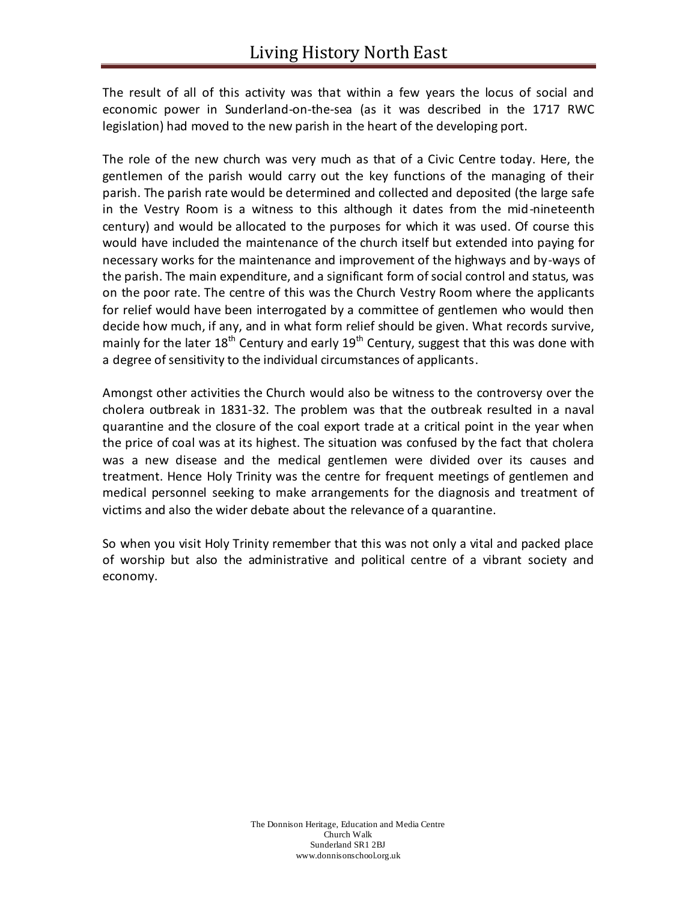The result of all of this activity was that within a few years the locus of social and economic power in Sunderland-on-the-sea (as it was described in the 1717 RWC legislation) had moved to the new parish in the heart of the developing port.

The role of the new church was very much as that of a Civic Centre today. Here, the gentlemen of the parish would carry out the key functions of the managing of their parish. The parish rate would be determined and collected and deposited (the large safe in the Vestry Room is a witness to this although it dates from the mid-nineteenth century) and would be allocated to the purposes for which it was used. Of course this would have included the maintenance of the church itself but extended into paying for necessary works for the maintenance and improvement of the highways and by-ways of the parish. The main expenditure, and a significant form of social control and status, was on the poor rate. The centre of this was the Church Vestry Room where the applicants for relief would have been interrogated by a committee of gentlemen who would then decide how much, if any, and in what form relief should be given. What records survive, mainly for the later 18th Century and early 19th Century, suggest that this was done with a degree of sensitivity to the individual circumstances of applicants.

Amongst other activities the Church would also be witness to the controversy over the cholera outbreak in 1831-32. The problem was that the outbreak resulted in a naval quarantine and the closure of the coal export trade at a critical point in the year when the price of coal was at its highest. The situation was confused by the fact that cholera was a new disease and the medical gentlemen were divided over its causes and treatment. Hence Holy Trinity was the centre for frequent meetings of gentlemen and medical personnel seeking to make arrangements for the diagnosis and treatment of victims and also the wider debate about the relevance of a quarantine.

So when you visit Holy Trinity remember that this was not only a vital and packed place of worship but also the administrative and political centre of a vibrant society and economy.